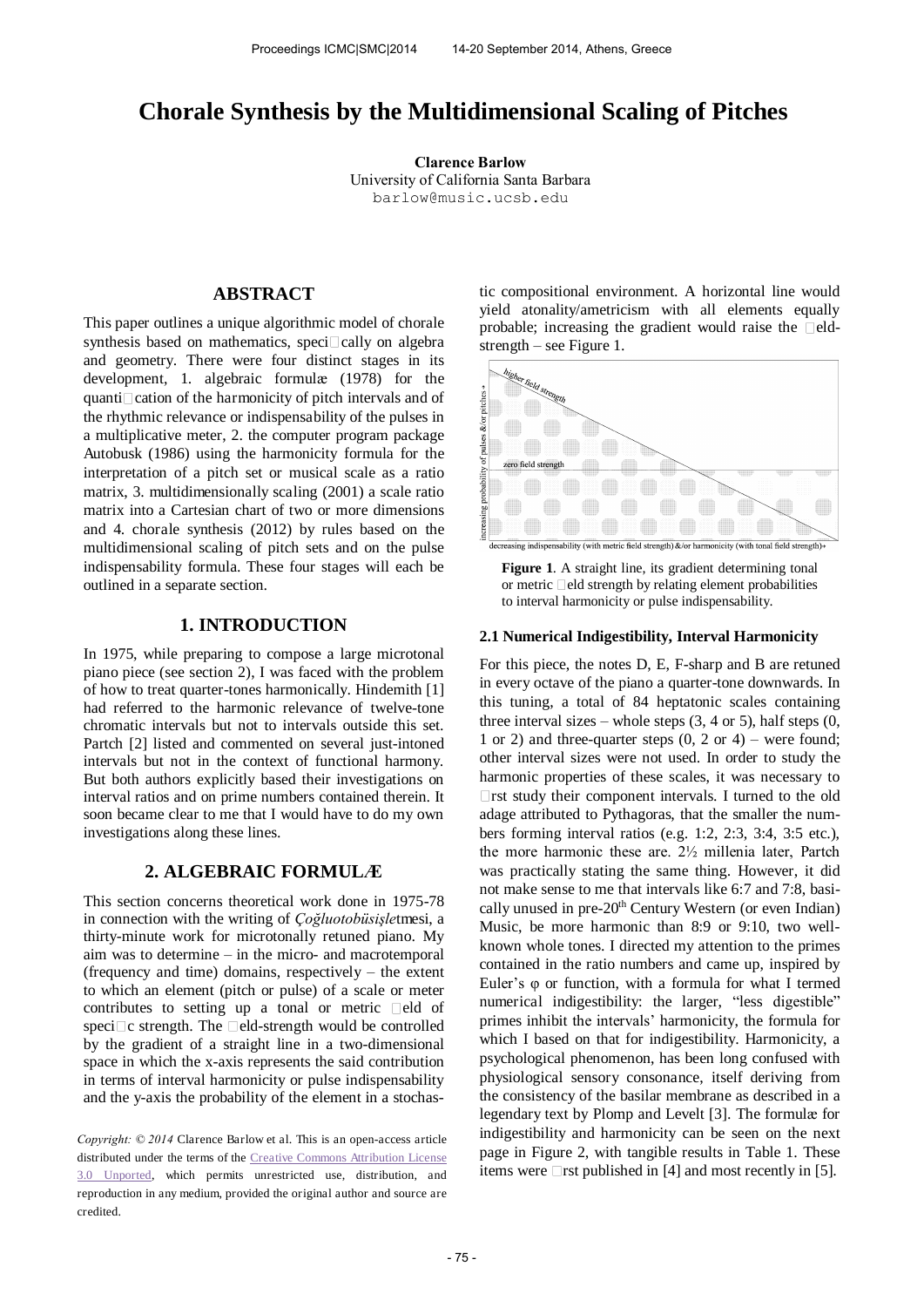# Chorale Synthesis by the Multidimensional Scaling of Pitches

**Clarence Barlow**
University of California Santa Barbara
barlow@music.ucsb.edu

## ABSTRACT

This paper outlines a unique algorithmic model of chorale synthesis based on mathematics, specifically on algebra and geometry. There were four distinct stages in its development, 1. algebraic formulæ (1978) for the quantification of the harmonicity of pitch intervals and of the rhythmic relevance or indispensability of the pulses in a multiplicative meter, 2. the computer program package Autobusk (1986) using the harmonicity formula for the interpretation of a pitch set or musical scale as a ratio matrix, 3. multidimensionally scaling (2001) a scale ratio matrix into a Cartesian chart of two or more dimensions and 4. chorale synthesis (2012) by rules based on the multidimensional scaling of pitch sets and on the pulse indispensability formula. These four stages will each be outlined in a separate section.

## 1. INTRODUCTION

In 1975, while preparing to compose a large microtonal piano piece (see section 2), I was faced with the problem of how to treat quarter-tones harmonically. Hindemith [1] had referred to the harmonic relevance of twelve-tone chromatic intervals but not to intervals outside this set. Partch [2] listed and commented on several just-intoned intervals but not in the context of functional harmony. But both authors explicitly based their investigations on interval ratios and on prime numbers contained therein. It soon became clear to me that I would have to do my own investigations along these lines.

## 2. ALGEBRAIC FORMULÆ

This section concerns theoretical work done in 1975-78 in connection with the writing of *Çoğluotobüsişle*tmesi, a thirty-minute work for microtonally retuned piano. My aim was to determine – in the micro- and macrotemporal (frequency and time) domains, respectively – the extent to which an element (pitch or pulse) of a scale or meter contributes to setting up a tonal or metric field of specific strength. The field-strength would be controlled by the gradient of a straight line in a two-dimensional space in which the x-axis represents the said contribution in terms of interval harmonicity or pulse indispensability and the y-axis the probability of the element in a stochastic compositional environment. A horizontal line would yield atonality/ametricism with all elements equally probable; increasing the gradient would raise the field-strength – see Figure 1.

**Figure 1**. A straight line, its gradient determining tonal or metric field strength by relating element probabilities to interval harmonicity or pulse indispensability.

### 2.1 Numerical Indigestibility, Interval Harmonicity

For this piece, the notes D, E, F-sharp and B are retuned in every octave of the piano a quarter-tone downwards. In this tuning, a total of 84 heptatonic scales containing three interval sizes – whole steps (3, 4 or 5), half steps (0, 1 or 2) and three-quarter steps (0, 2 or 4) – were found; other interval sizes were not used. In order to study the harmonic properties of these scales, it was necessary to first study their component intervals. I turned to the old adage attributed to Pythagoras, that the smaller the numbers forming interval ratios (e.g. 1:2, 2:3, 3:4, 3:5 etc.), the more harmonic these are. 2½ millenia later, Partch was practically stating the same thing. However, it did not make sense to me that intervals like 6:7 and 7:8, basically unused in pre-20th Century Western (or even Indian) Music, be more harmonic than 8:9 or 9:10, two well-known whole tones. I directed my attention to the primes contained in the ratio numbers and came up, inspired by Euler's φ or function, with a formula for what I termed numerical indigestibility: the larger, "less digestible" primes inhibit the intervals' harmonicity, the formula for which I based on that for indigestibility. Harmonicity, a psychological phenomenon, has been long confused with physiological sensory consonance, itself deriving from the consistency of the basilar membrane as described in a legendary text by Plomp and Levelt [3]. The formulæ for indigestibility and harmonicity can be seen on the next page in Figure 2, with tangible results in Table 1. These items were first published in [4] and most recently in [5].

*Copyright: © 2014 Clarence Barlow et al. This is an open-access article distributed under the terms of the Creative Commons Attribution License 3.0 Unported, which permits unrestricted use, distribution, and reproduction in any medium, provided the original author and source are credited.*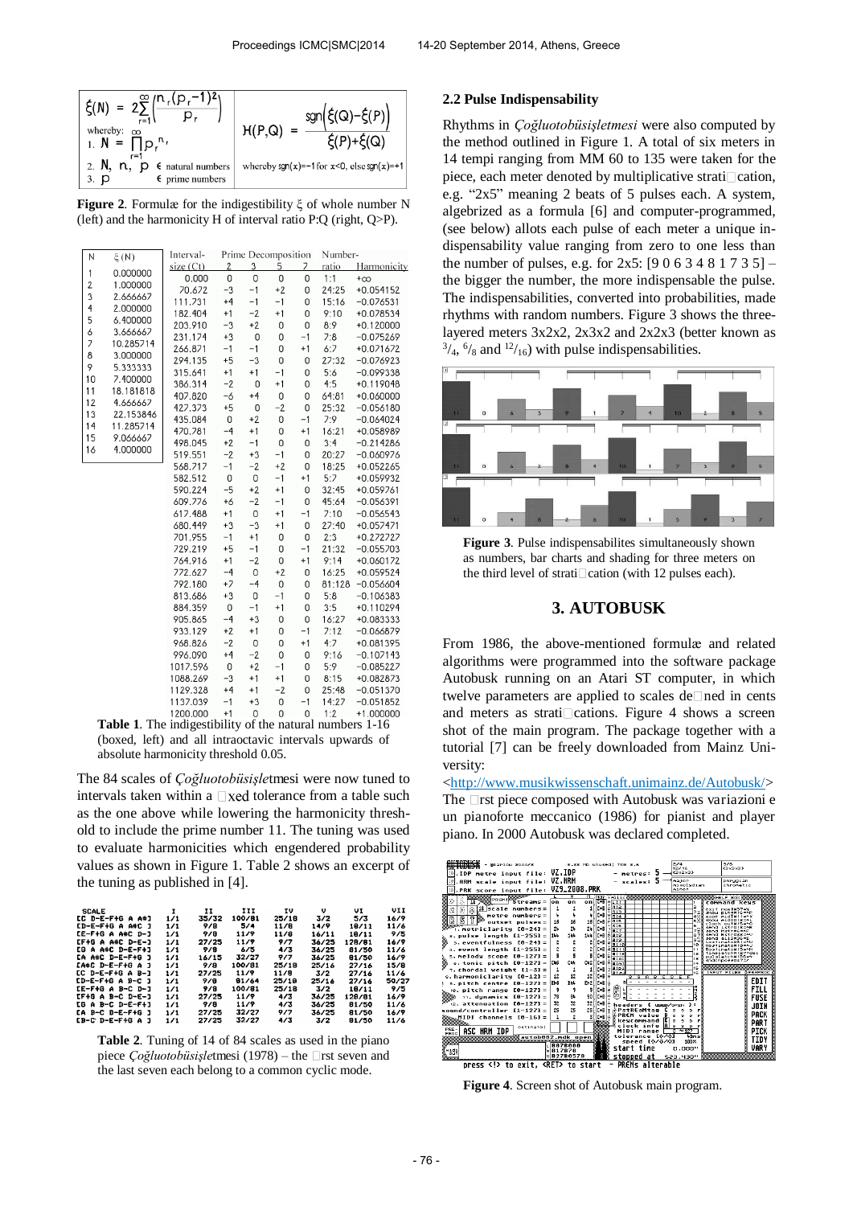$$\xi(N) = 2\sum_{r=1}^{\infty}\left(\frac{n_r(p_r-1)^2}{p_r}\right)$$

whereby:

1. $N = \prod_{r=1}^{\infty} p_r^{n_r}$
2. $N, n, p \in$ natural numbers
3. $p \in$ prime numbers

$$H(P,Q) = \frac{\mathrm{sgn}\left(\xi(Q)-\xi(P)\right)}{\xi(P)+\xi(Q)}$$

whereby $\mathrm{sgn}(x)=-1$ for $x<0$, else $\mathrm{sgn}(x)=+1$

**Figure 2**. Formulæ for the indigestibility $\xi$ of whole number N (left) and the harmonicity H of interval ratio P:Q (right, Q>P).

| N | ξ (N) |
|---|---|
| 1 | 0.000000 |
| 2 | 1.000000 |
| 3 | 2.666667 |
| 4 | 2.000000 |
| 5 | 6.400000 |
| 6 | 3.666667 |
| 7 | 10.285714 |
| 8 | 3.000000 |
| 9 | 5.333333 |
| 10 | 7.400000 |
| 11 | 18.181818 |
| 12 | 4.666667 |
| 13 | 22.153846 |
| 14 | 11.285714 |
| 15 | 9.066667 |
| 16 | 4.000000 |

| Interval-size (Ct) | 2 | 3 | 5 | 7 | Number-ratio | Harmonicity |
|---|---|---|---|---|---|---|
| | Prime Decomposition | | | | | |
| 0.000 | 0 | 0 | 0 | 0 | 1:1 | +∞ |
| 70.672 | −3 | −1 | +2 | 0 | 24:25 | +0.054152 |
| 111.731 | +4 | −1 | −1 | 0 | 15:16 | −0.076531 |
| 182.404 | +1 | −2 | +1 | 0 | 9:10 | +0.078534 |
| 203.910 | −3 | +2 | 0 | 0 | 8:9 | +0.120000 |
| 231.174 | +3 | 0 | 0 | −1 | 7:8 | −0.075269 |
| 266.871 | −1 | −1 | 0 | +1 | 6:7 | +0.071672 |
| 294.135 | +5 | −3 | 0 | 0 | 27:32 | −0.076923 |
| 315.641 | +1 | +1 | −1 | 0 | 5:6 | −0.099338 |
| 386.314 | −2 | 0 | +1 | 0 | 4:5 | +0.119048 |
| 407.820 | −6 | +4 | 0 | 0 | 64:81 | +0.060000 |
| 427.373 | +5 | 0 | −2 | 0 | 25:32 | −0.056180 |
| 435.084 | 0 | +2 | 0 | −1 | 7:9 | −0.064024 |
| 470.781 | −4 | +1 | 0 | +1 | 16:21 | +0.058989 |
| 498.045 | +2 | −1 | 0 | 0 | 3:4 | −0.214286 |
| 519.551 | −2 | +3 | −1 | 0 | 20:27 | −0.060976 |
| 568.717 | −1 | −2 | +2 | 0 | 18:25 | +0.052265 |
| 582.512 | 0 | 0 | −1 | +1 | 5:7 | +0.059932 |
| 590.224 | −5 | +2 | +1 | 0 | 32:45 | +0.059761 |
| 609.776 | +6 | −2 | −1 | 0 | 45:64 | −0.056391 |
| 617.488 | +1 | 0 | +1 | −1 | 7:10 | −0.056543 |
| 680.449 | +3 | −3 | +1 | 0 | 27:40 | +0.057471 |
| 701.955 | −1 | +1 | 0 | 0 | 2:3 | +0.272727 |
| 729.219 | +5 | −1 | 0 | −1 | 21:32 | −0.055703 |
| 764.916 | +1 | −2 | 0 | +1 | 9:14 | +0.060172 |
| 772.627 | −4 | 0 | +2 | 0 | 16:25 | +0.059524 |
| 792.180 | +7 | −4 | 0 | 0 | 81:128 | −0.056604 |
| 813.686 | +3 | 0 | −1 | 0 | 5:8 | −0.106383 |
| 884.359 | 0 | −1 | +1 | 0 | 3:5 | +0.110294 |
| 905.865 | −4 | +3 | 0 | 0 | 16:27 | +0.083333 |
| 933.129 | +2 | +1 | 0 | −1 | 7:12 | −0.066879 |
| 968.826 | −2 | 0 | 0 | +1 | 4:7 | +0.081395 |
| 996.090 | +4 | −2 | 0 | 0 | 9:16 | −0.107143 |
| 1017.596 | 0 | +2 | −1 | 0 | 5:9 | −0.085227 |
| 1088.269 | −3 | +1 | +1 | 0 | 8:15 | +0.082873 |
| 1129.328 | +4 | +1 | −2 | 0 | 25:48 | −0.051370 |
| 1137.039 | −1 | +3 | 0 | −1 | 14:27 | −0.051852 |
| 1200.000 | +1 | 0 | 0 | 0 | 1:2 | +1.000000 |

**Table 1**. The indigestibility of the natural numbers 1-16 (boxed, left) and all intraoctavic intervals upwards of absolute harmonicity threshold 0.05.

The 84 scales of *Çoğluotobüsişle*tmesi were now tuned to intervals taken within a fixed tolerance from a table such as the one above while lowering the harmonicity threshold to include the prime number 11. The tuning was used to evaluate harmonicities which engendered probability values as shown in Figure 1. Table 2 shows an excerpt of the tuning as published in [4].

| SCALE | I | II | III | IV | V | VI | VII |
|---|---|---|---|---|---|---|---|
| [C D-E-F#G A A#] | 1/1 | 35/32 | 100/81 | 25/18 | 3/2 | 5/3 | 16/9 |
| [D-E-F#G A A#C ] | 1/1 | 9/8 | 5/4 | 11/8 | 14/9 | 18/11 | 11/6 |
| [E-F#G A A#C D-] | 1/1 | 9/8 | 11/9 | 11/8 | 16/11 | 18/11 | 9/5 |
| [F#G A A#C D-E-] | 1/1 | 27/25 | 11/9 | 9/7 | 36/25 | 128/81 | 16/9 |
| [G A A#C D-E-F#] | 1/1 | 9/8 | 6/5 | 4/3 | 36/25 | 81/50 | 11/6 |
| [A A#C D-E-F#G ] | 1/1 | 16/15 | 32/27 | 9/7 | 36/25 | 81/50 | 16/9 |
| [A#C D-E-F#G A ] | 1/1 | 9/8 | 100/81 | 25/18 | 25/16 | 27/16 | 15/8 |
| [C D-E-F#G A B-] | 1/1 | 27/25 | 11/9 | 11/8 | 3/2 | 27/16 | 16/9 |
| [D-E-F#G A B-C ] | 1/1 | 9/8 | 81/64 | 25/18 | 25/16 | 27/16 | 50/27 |
| [E-F#G A B-C D-] | 1/1 | 9/8 | 100/81 | 25/18 | 3/2 | 18/11 | 9/5 |
| [F#G A B-C D-E-] | 1/1 | 27/25 | 11/9 | 4/3 | 36/25 | 128/81 | 16/9 |
| [G A B-C D-E-F#] | 1/1 | 9/8 | 11/9 | 4/3 | 36/25 | 81/50 | 11/6 |
| [A B-C D-E-F#G ] | 1/1 | 27/25 | 32/27 | 9/7 | 36/25 | 81/50 | 16/9 |
| [B-C D-E-F#G A ] | 1/1 | 27/25 | 32/27 | 4/3 | 3/2 | 81/50 | 11/6 |

**Table 2**. Tuning of 14 of 84 scales as used in the piano piece *Çoğluotobüsişle*tmesi (1978) – the first seven and the last seven each belong to a common cyclic mode.

## 2.2 Pulse Indispensability

Rhythms in *Çoğluotobüsişletmesi* were also computed by the method outlined in Figure 1. A total of six meters in 14 tempi ranging from MM 60 to 135 were taken for the piece, each meter denoted by multiplicative stratification, e.g. "2x5" meaning 2 beats of 5 pulses each. A system, algebrized as a formula [6] and computer-programmed, (see below) allots each pulse of each meter a unique indispensability value ranging from zero to one less than the number of pulses, e.g. for 2x5: [9 0 6 3 4 8 1 7 3 5] – the bigger the number, the more indispensable the pulse. The indispensabilities, converted into probabilities, made rhythms with random numbers. Figure 3 shows the three-layered meters 3x2x2, 2x3x2 and 2x2x3 (better known as $^3/_4$, $^6/_8$ and $^{12}/_{16}$) with pulse indispensabilities.

**Figure 3**. Pulse indispensabilites simultaneously shown as numbers, bar charts and shading for three meters on the third level of stratification (with 12 pulses each).

# 3. AUTOBUSK

From 1986, the above-mentioned formulæ and related algorithms were programmed into the software package Autobusk running on an Atari ST computer, in which twelve parameters are applied to scales defined in cents and meters as stratifications. Figure 4 shows a screen shot of the main program. The package together with a tutorial [7] can be freely downloaded from Mainz University:

<http://www.musikwissenschaft.unimainz.de/Autobusk/>

The first piece composed with Autobusk was variazioni e un pianoforte meccanico (1986) for pianist and player piano. In 2000 Autobusk was declared completed.

**Figure 4**. Screen shot of Autobusk main program.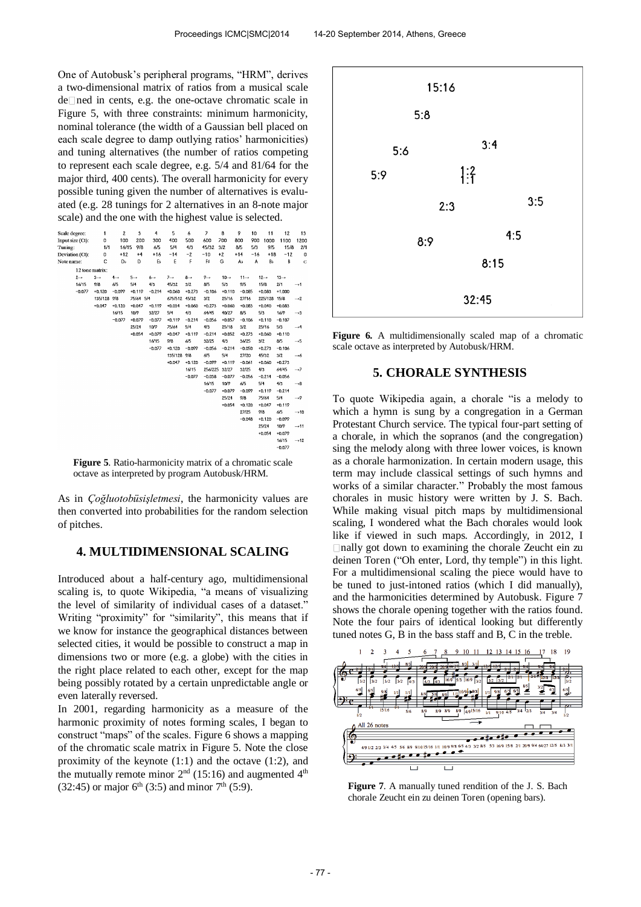One of Autobusk's peripheral programs, "HRM", derives a two-dimensional matrix of ratios from a musical scale defined in cents, e.g. the one-octave chromatic scale in Figure 5, with three constraints: minimum harmonicity, nominal tolerance (the width of a Gaussian bell placed on each scale degree to damp outlying ratios' harmonicities) and tuning alternatives (the number of ratios competing to represent each scale degree, e.g. 5/4 and 81/64 for the major third, 400 cents). The overall harmonicity for every possible tuning given the number of alternatives is evaluated (e.g. 28 tunings for 2 alternatives in an 8-note major scale) and the one with the highest value is selected.

| Scale degree: | 1 | 2 | 3 | 4 | 5 | 6 | 7 | 8 | 9 | 10 | 11 | 12 | 13 |
|---|---|---|---|---|---|---|---|---|---|---|---|---|---|
| Input size (Ct): | 0 | 100 | 200 | 300 | 400 | 500 | 600 | 700 | 800 | 900 | 1000 | 1100 | 1200 |
| Tuning: | 1/1 | 16/15 | 9/8 | 6/5 | 5/4 | 4/3 | 45/32 | 3/2 | 8/5 | 5/3 | 9/5 | 15/8 | 2/1 |
| Deviation (Ct): | 0 | +12 | +4 | +16 | −14 | −2 | −10 | +2 | +14 | −16 | +18 | −12 | 0 |
| Note name: | C | D♭ | D | E♭ | E | F | F♯ | G | A♭ | A | B♭ | B | C |

12 tone matrix:

| 2→ | 3→ | 4→ | 5→ | 6→ | 7→ | 8→ | 9→ | 10→ | 11→ | 12→ | 13→ | |
|---|---|---|---|---|---|---|---|---|---|---|---|---|
| 16/15 | 9/8 | 6/5 | 5/4 | 4/3 | 45/32 | 3/2 | 8/5 | 5/3 | 9/5 | 15/8 | 2/1 | →1 |
| −0.077 | +0.120 | −0.099 | +0.119 | −0.214 | +0.060 | +0.273 | −0.106 | +0.110 | −0.085 | +0.083 | +1.000 | |
| | 135/128 | 9/8 | 75/64 5/4 | | 675/512 | 45/32 | 3/2 | 25/16 | 27/16 | 225/128 | 15/8 | →2 |
| | +0.047 | +0.120 | +0.047 | +0.119 | +0.034 | +0.060 | +0.273 | +0.060 | +0.083 | +0.040 | +0.083 | |
| | | 16/15 | 10/9 | 32/27 | 5/4 | 4/3 | 64/45 | 40/27 | 8/5 | 5/3 | 16/9 | →3 |
| | | −0.077 | +0.079 | −0.077 | +0.119 | −0.214 | −0.056 | +0.057 | −0.106 | +0.110 | −0.107 | |
| | | | 25/24 | 10/9 | 75/64 | 5/4 | 4/3 | 25/18 | 3/2 | 25/16 | 5/3 | →4 |
| | | | +0.054 | +0.079 | +0.047 | +0.119 | −0.214 | +0.052 | +0.273 | +0.060 | +0.110 | |
| | | | | 16/15 | 9/8 | 6/5 | 32/25 | 4/3 | 36/25 | 3/2 | 8/5 | →5 |
| | | | | −0.077 | +0.120 | −0.099 | −0.056 | −0.214 | −0.050 | +0.273 | −0.106 | |
| | | | | | 135/128 | 9/8 | 6/5 | 5/4 | 27/20 | 45/32 | 3/2 | →6 |
| | | | | | +0.047 | +0.120 | −0.099 | +0.119 | −0.061 | +0.060 | +0.273 | |
| | | | | | | 16/15 | 256/225 | 32/27 | 32/25 | 4/3 | 64/45 | →7 |
| | | | | | | −0.077 | −0.038 | −0.077 | −0.056 | −0.214 | −0.056 | |
| | | | | | | | 16/15 | 10/9 | 6/5 | 5/4 | 4/3 | →8 |
| | | | | | | | −0.077 | +0.079 | −0.099 | +0.119 | −0.214 | |
| | | | | | | | | 25/24 | 9/8 | 75/64 | 5/4 | →9 |
| | | | | | | | | +0.054 | +0.120 | +0.047 | +0.119 | |
| | | | | | | | | | 27/25 | 9/8 | 6/5 | →10 |
| | | | | | | | | | −0.048 | +0.120 | −0.099 | |
| | | | | | | | | | | 25/24 | 10/9 | →11 |
| | | | | | | | | | | +0.054 | +0.079 | |
| | | | | | | | | | | | 16/15 | →12 |
| | | | | | | | | | | | −0.077 | |

**Figure 5**. Ratio-harmonicity matrix of a chromatic scale octave as interpreted by program Autobusk/HRM.

As in *Çoğluotobüsişletmesi*, the harmonicity values are then converted into probabilities for the random selection of pitches.

## 4. MULTIDIMENSIONAL SCALING

Introduced about a half-century ago, multidimensional scaling is, to quote Wikipedia, "a means of visualizing the level of similarity of individual cases of a dataset." Writing "proximity" for "similarity", this means that if we know for instance the geographical distances between selected cities, it would be possible to construct a map in dimensions two or more (e.g. a globe) with the cities in the right place related to each other, except for the map being possibly rotated by a certain unpredictable angle or even laterally reversed.

In 2001, regarding harmonicity as a measure of the harmonic proximity of notes forming scales, I began to construct "maps" of the scales. Figure 6 shows a mapping of the chromatic scale matrix in Figure 5. Note the close proximity of the keynote (1:1) and the octave (1:2), and the mutually remote minor 2[nd] (15:16) and augmented 4[th] (32:45) or major 6[th] (3:5) and minor 7[th] (5:9).

**Figure 6.** A multidimensionally scaled map of a chromatic scale octave as interpreted by Autobusk/HRM.

## 5. CHORALE SYNTHESIS

To quote Wikipedia again, a chorale "is a melody to which a hymn is sung by a congregation in a German Protestant Church service. The typical four-part setting of a chorale, in which the sopranos (and the congregation) sing the melody along with three lower voices, is known as a chorale harmonization. In certain modern usage, this term may include classical settings of such hymns and works of a similar character." Probably the most famous chorales in music history were written by J. S. Bach. While making visual pitch maps by multidimensional scaling, I wondered what the Bach chorales would look like if viewed in such maps. Accordingly, in 2012, I finally got down to examining the chorale Zeucht ein zu deinen Toren ("Oh enter, Lord, thy temple") in this light. For a multidimensional scaling the piece would have to be tuned to just-intoned ratios (which I did manually), and the harmonicities determined by Autobusk. Figure 7 shows the chorale opening together with the ratios found. Note the four pairs of identical looking but differently tuned notes G, B in the bass staff and B, C in the treble.

**Figure 7**. A manually tuned rendition of the J. S. Bach chorale Zeucht ein zu deinen Toren (opening bars).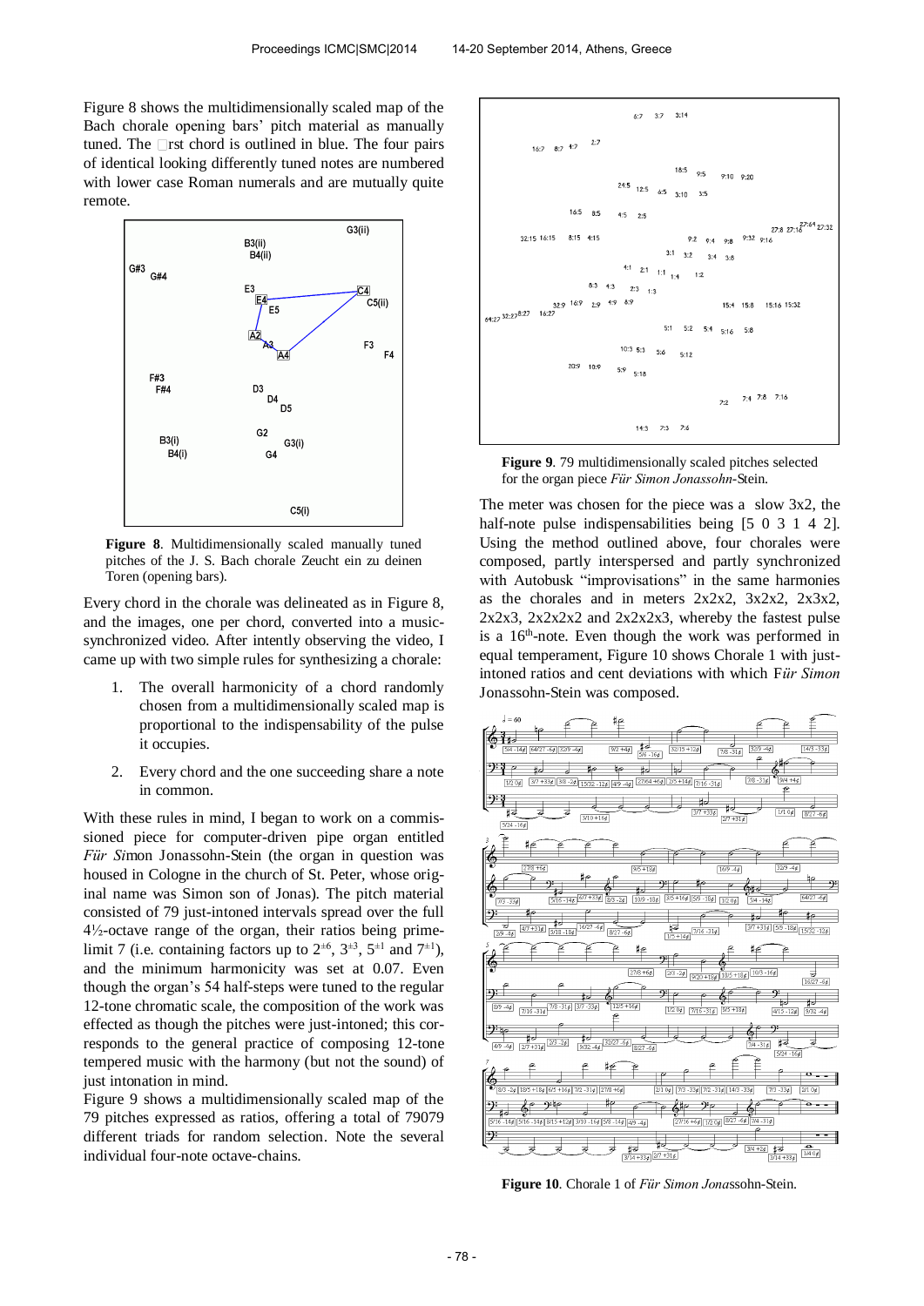Figure 8 shows the multidimensionally scaled map of the Bach chorale opening bars' pitch material as manually tuned. The first chord is outlined in blue. The four pairs of identical looking differently tuned notes are numbered with lower case Roman numerals and are mutually quite remote.

**Figure 8**. Multidimensionally scaled manually tuned pitches of the J. S. Bach chorale Zeucht ein zu deinen Toren (opening bars).

Every chord in the chorale was delineated as in Figure 8, and the images, one per chord, converted into a music-synchronized video. After intently observing the video, I came up with two simple rules for synthesizing a chorale:

1. The overall harmonicity of a chord randomly chosen from a multidimensionally scaled map is proportional to the indispensability of the pulse it occupies.
2. Every chord and the one succeeding share a note in common.

With these rules in mind, I began to work on a commissioned piece for computer-driven pipe organ entitled *Für Si*mon Jonassohn-Stein (the organ in question was housed in Cologne in the church of St. Peter, whose original name was Simon son of Jonas). The pitch material consisted of 79 just-intoned intervals spread over the full 4½-octave range of the organ, their ratios being prime-limit 7 (i.e. containing factors up to $2^{\pm 6}$, $3^{\pm 3}$, $5^{\pm 1}$ and $7^{\pm 1}$), and the minimum harmonicity was set at 0.07. Even though the organ's 54 half-steps were tuned to the regular 12-tone chromatic scale, the composition of the work was effected as though the pitches were just-intoned; this corresponds to the general practice of composing 12-tone tempered music with the harmony (but not the sound) of just intonation in mind.

Figure 9 shows a multidimensionally scaled map of the 79 pitches expressed as ratios, offering a total of 79079 different triads for random selection. Note the several individual four-note octave-chains.

**Figure 9**. 79 multidimensionally scaled pitches selected for the organ piece *Für Simon Jonassohn*-Stein.

The meter was chosen for the piece was a slow 3x2, the half-note pulse indispensabilities being [5 0 3 1 4 2]. Using the method outlined above, four chorales were composed, partly interspersed and partly synchronized with Autobusk "improvisations" in the same harmonies as the chorales and in meters 2x2x2, 3x2x2, 2x3x2, 2x2x3, 2x2x2x2 and 2x2x2x3, whereby the fastest pulse is a 16th-note. Even though the work was performed in equal temperament, Figure 10 shows Chorale 1 with just-intoned ratios and cent deviations with which F*ür Simon* Jonassohn-Stein was composed.

**Figure 10**. Chorale 1 of *Für Simon Jona*ssohn-Stein.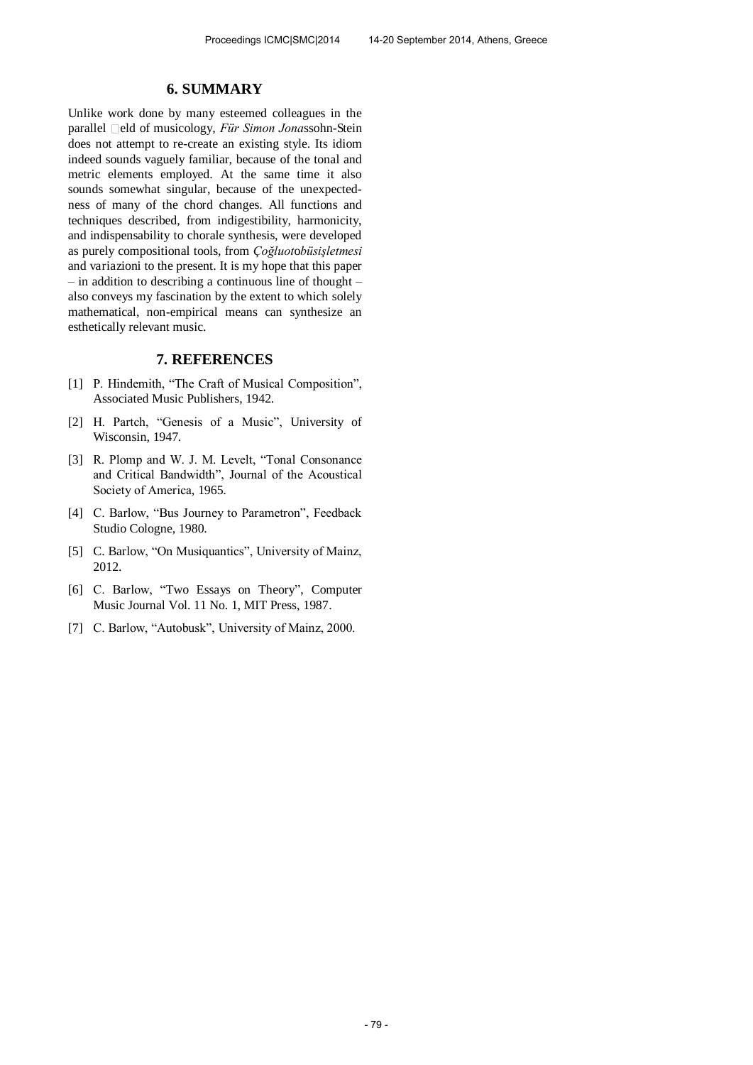## 6. SUMMARY

Unlike work done by many esteemed colleagues in the parallel field of musicology, *Für Simon Jona*ssohn-Stein does not attempt to re-create an existing style. Its idiom indeed sounds vaguely familiar, because of the tonal and metric elements employed. At the same time it also sounds somewhat singular, because of the unexpectedness of many of the chord changes. All functions and techniques described, from indigestibility, harmonicity, and indispensability to chorale synthesis, were developed as purely compositional tools, from *Çoğluotobüsişletmesi* and variazioni to the present. It is my hope that this paper – in addition to describing a continuous line of thought – also conveys my fascination by the extent to which solely mathematical, non-empirical means can synthesize an esthetically relevant music.

## 7. REFERENCES

[1] P. Hindemith, "The Craft of Musical Composition", Associated Music Publishers, 1942.

[2] H. Partch, "Genesis of a Music", University of Wisconsin, 1947.

[3] R. Plomp and W. J. M. Levelt, "Tonal Consonance and Critical Bandwidth", Journal of the Acoustical Society of America, 1965.

[4] C. Barlow, "Bus Journey to Parametron", Feedback Studio Cologne, 1980.

[5] C. Barlow, "On Musiquantics", University of Mainz, 2012.

[6] C. Barlow, "Two Essays on Theory", Computer Music Journal Vol. 11 No. 1, MIT Press, 1987.

[7] C. Barlow, "Autobusk", University of Mainz, 2000.